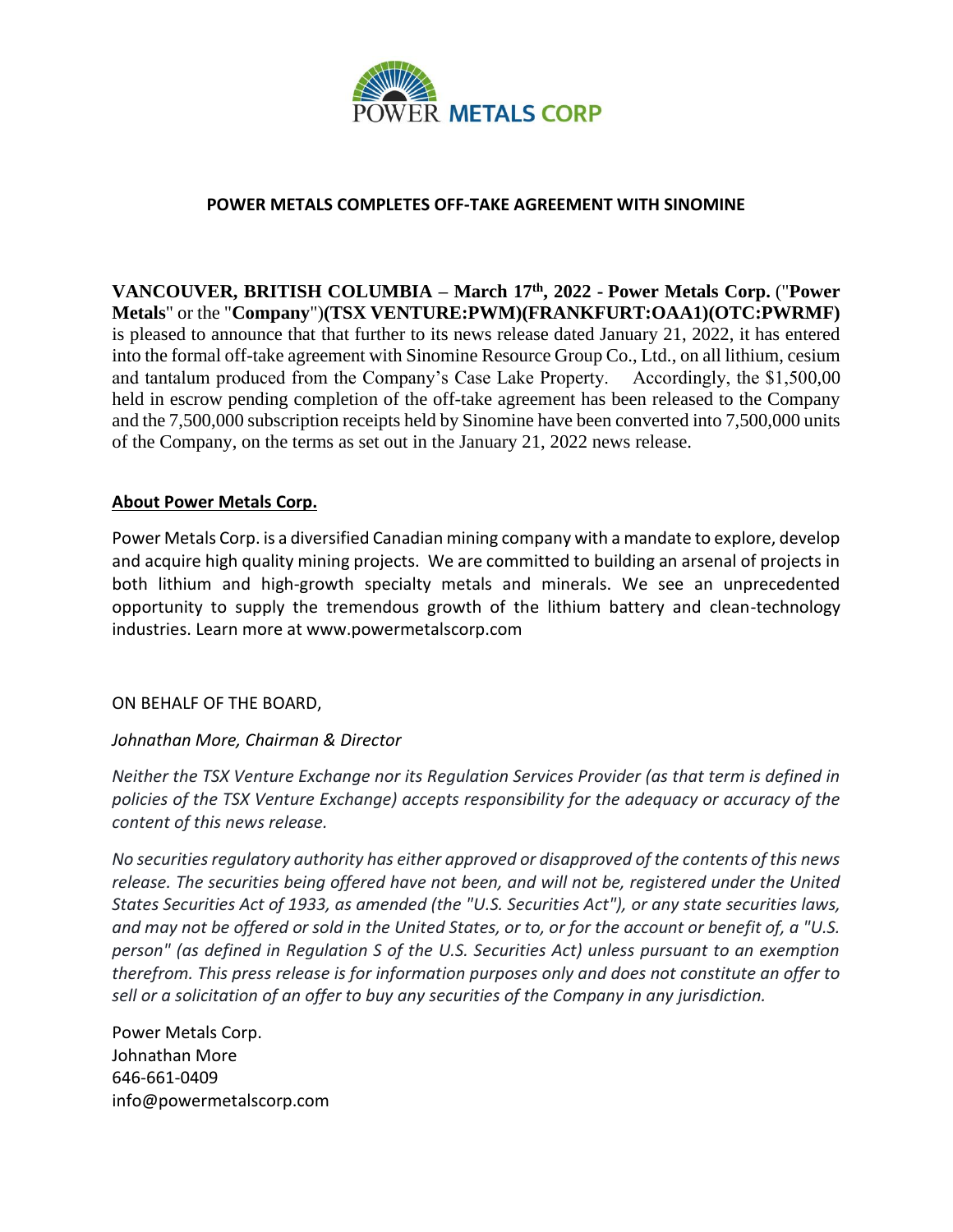POWER METALS CORP

# POWER METALS COMPLETES OFF-TAKE AGREEMENT WITH SINOMINE

**VANCOUVER, BRITISH COLUMBIA – March 17th, 2022 - Power Metals Corp.** ("**Power Metals**" or the "**Company**")**(TSX VENTURE:PWM)(FRANKFURT:OAA1)(OTC:PWRMF)** is pleased to announce that that further to its news release dated January 21, 2022, it has entered into the formal off-take agreement with Sinomine Resource Group Co., Ltd., on all lithium, cesium and tantalum produced from the Company's Case Lake Property. Accordingly, the $1,500,00 held in escrow pending completion of the off-take agreement has been released to the Company and the 7,500,000 subscription receipts held by Sinomine have been converted into 7,500,000 units of the Company, on the terms as set out in the January 21, 2022 news release.

## About Power Metals Corp.

Power Metals Corp. is a diversified Canadian mining company with a mandate to explore, develop and acquire high quality mining projects. We are committed to building an arsenal of projects in both lithium and high-growth specialty metals and minerals. We see an unprecedented opportunity to supply the tremendous growth of the lithium battery and clean-technology industries. Learn more at www.powermetalscorp.com

ON BEHALF OF THE BOARD,

*Johnathan More, Chairman & Director*

*Neither the TSX Venture Exchange nor its Regulation Services Provider (as that term is defined in policies of the TSX Venture Exchange) accepts responsibility for the adequacy or accuracy of the content of this news release.*

*No securities regulatory authority has either approved or disapproved of the contents of this news release. The securities being offered have not been, and will not be, registered under the United States Securities Act of 1933, as amended (the "U.S. Securities Act"), or any state securities laws, and may not be offered or sold in the United States, or to, or for the account or benefit of, a "U.S. person" (as defined in Regulation S of the U.S. Securities Act) unless pursuant to an exemption therefrom. This press release is for information purposes only and does not constitute an offer to sell or a solicitation of an offer to buy any securities of the Company in any jurisdiction.*

Power Metals Corp.
Johnathan More
646-661-0409
info@powermetalscorp.com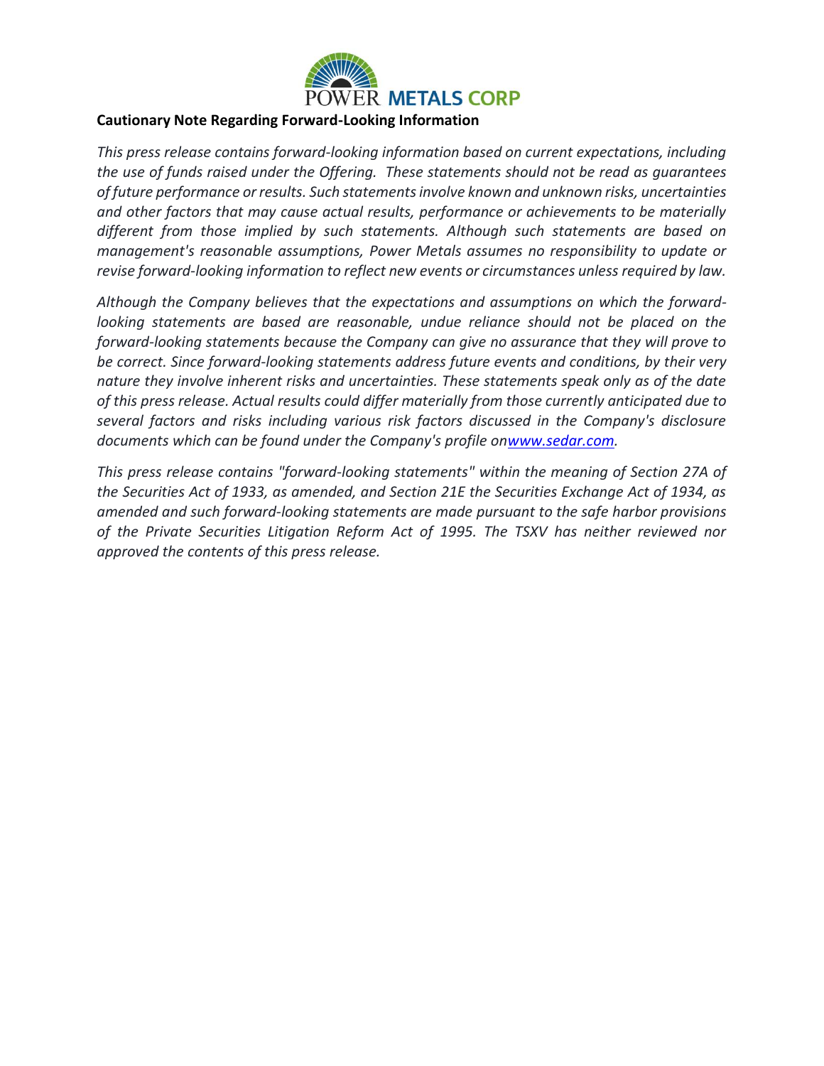**Cautionary Note Regarding Forward-Looking Information**

*This press release contains forward-looking information based on current expectations, including the use of funds raised under the Offering. These statements should not be read as guarantees of future performance or results. Such statements involve known and unknown risks, uncertainties and other factors that may cause actual results, performance or achievements to be materially different from those implied by such statements. Although such statements are based on management's reasonable assumptions, Power Metals assumes no responsibility to update or revise forward-looking information to reflect new events or circumstances unless required by law.*

*Although the Company believes that the expectations and assumptions on which the forward-looking statements are based are reasonable, undue reliance should not be placed on the forward-looking statements because the Company can give no assurance that they will prove to be correct. Since forward-looking statements address future events and conditions, by their very nature they involve inherent risks and uncertainties. These statements speak only as of the date of this press release. Actual results could differ materially from those currently anticipated due to several factors and risks including various risk factors discussed in the Company's disclosure documents which can be found under the Company's profile on[www.sedar.com](http://www.sedar.com).*

*This press release contains "forward-looking statements" within the meaning of Section 27A of the Securities Act of 1933, as amended, and Section 21E the Securities Exchange Act of 1934, as amended and such forward-looking statements are made pursuant to the safe harbor provisions of the Private Securities Litigation Reform Act of 1995. The TSXV has neither reviewed nor approved the contents of this press release.*